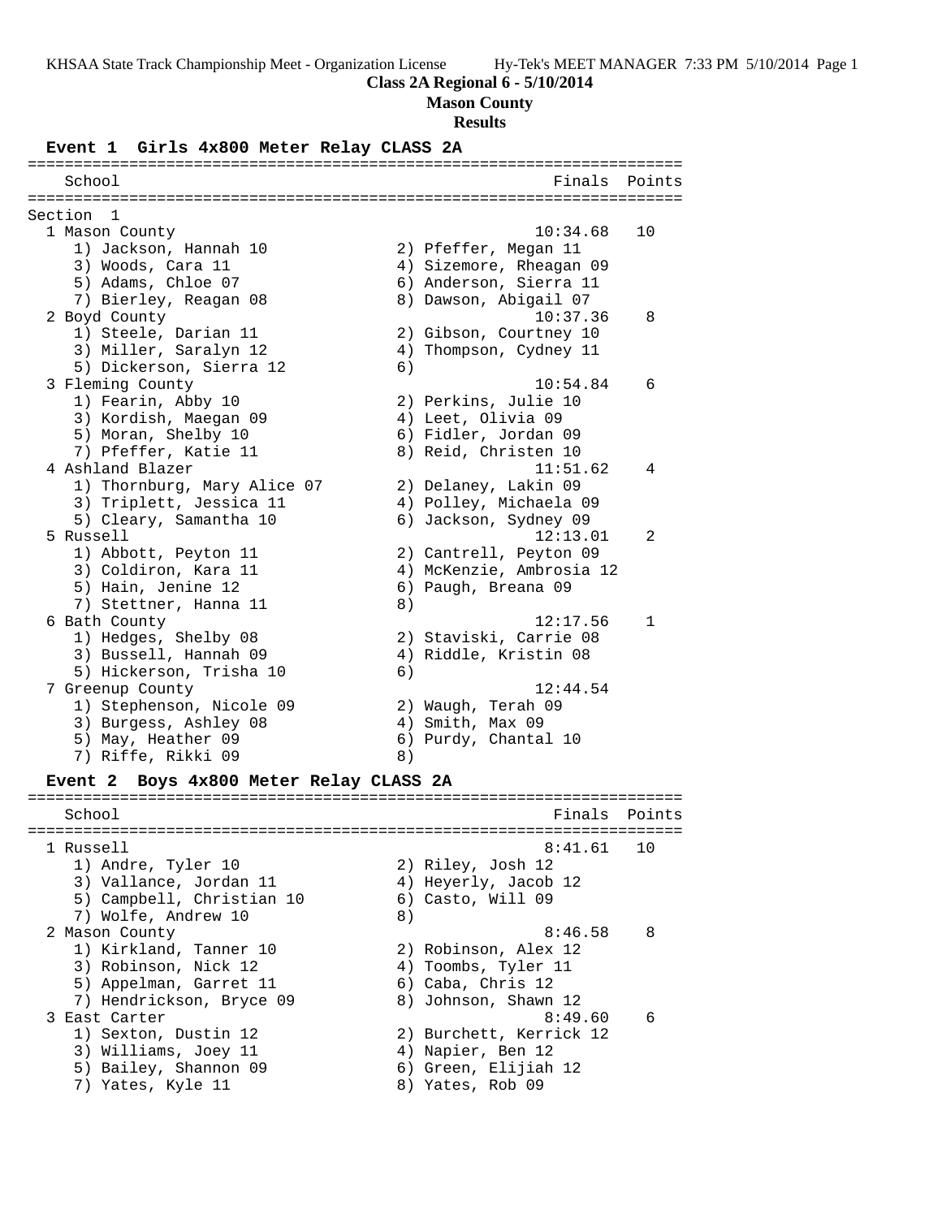## Class 2A Regional 6 - 5/10/2014

### Mason County

### Results

#### Event 1 Girls 4x800 Meter Relay CLASS 2A

| School | Finals | Points |
|---|---|---|
| **Section 1** | | |
| 1 Mason County | 10:34.68 | 10 |
| 1) Jackson, Hannah 10; 2) Pfeffer, Megan 11; 3) Woods, Cara 11; 4) Sizemore, Rheagan 09; 5) Adams, Chloe 07; 6) Anderson, Sierra 11; 7) Bierley, Reagan 08; 8) Dawson, Abigail 07 | | |
| 2 Boyd County | 10:37.36 | 8 |
| 1) Steele, Darian 11; 2) Gibson, Courtney 10; 3) Miller, Saralyn 12; 4) Thompson, Cydney 11; 5) Dickerson, Sierra 12; 6) | | |
| 3 Fleming County | 10:54.84 | 6 |
| 1) Fearin, Abby 10; 2) Perkins, Julie 10; 3) Kordish, Maegan 09; 4) Leet, Olivia 09; 5) Moran, Shelby 10; 6) Fidler, Jordan 09; 7) Pfeffer, Katie 11; 8) Reid, Christen 10 | | |
| 4 Ashland Blazer | 11:51.62 | 4 |
| 1) Thornburg, Mary Alice 07; 2) Delaney, Lakin 09; 3) Triplett, Jessica 11; 4) Polley, Michaela 09; 5) Cleary, Samantha 10; 6) Jackson, Sydney 09 | | |
| 5 Russell | 12:13.01 | 2 |
| 1) Abbott, Peyton 11; 2) Cantrell, Peyton 09; 3) Coldiron, Kara 11; 4) McKenzie, Ambrosia 12; 5) Hain, Jenine 12; 6) Paugh, Breana 09; 7) Stettner, Hanna 11; 8) | | |
| 6 Bath County | 12:17.56 | 1 |
| 1) Hedges, Shelby 08; 2) Staviski, Carrie 08; 3) Bussell, Hannah 09; 4) Riddle, Kristin 08; 5) Hickerson, Trisha 10; 6) | | |
| 7 Greenup County | 12:44.54 | |
| 1) Stephenson, Nicole 09; 2) Waugh, Terah 09; 3) Burgess, Ashley 08; 4) Smith, Max 09; 5) May, Heather 09; 6) Purdy, Chantal 10; 7) Riffe, Rikki 09; 8) | | |

#### Event 2 Boys 4x800 Meter Relay CLASS 2A

| School | Finals | Points |
|---|---|---|
| 1 Russell | 8:41.61 | 10 |
| 1) Andre, Tyler 10; 2) Riley, Josh 12; 3) Vallance, Jordan 11; 4) Heyerly, Jacob 12; 5) Campbell, Christian 10; 6) Casto, Will 09; 7) Wolfe, Andrew 10; 8) | | |
| 2 Mason County | 8:46.58 | 8 |
| 1) Kirkland, Tanner 10; 2) Robinson, Alex 12; 3) Robinson, Nick 12; 4) Toombs, Tyler 11; 5) Appelman, Garret 11; 6) Caba, Chris 12; 7) Hendrickson, Bryce 09; 8) Johnson, Shawn 12 | | |
| 3 East Carter | 8:49.60 | 6 |
| 1) Sexton, Dustin 12; 2) Burchett, Kerrick 12; 3) Williams, Joey 11; 4) Napier, Ben 12; 5) Bailey, Shannon 09; 6) Green, Elijiah 12; 7) Yates, Kyle 11; 8) Yates, Rob 09 | | |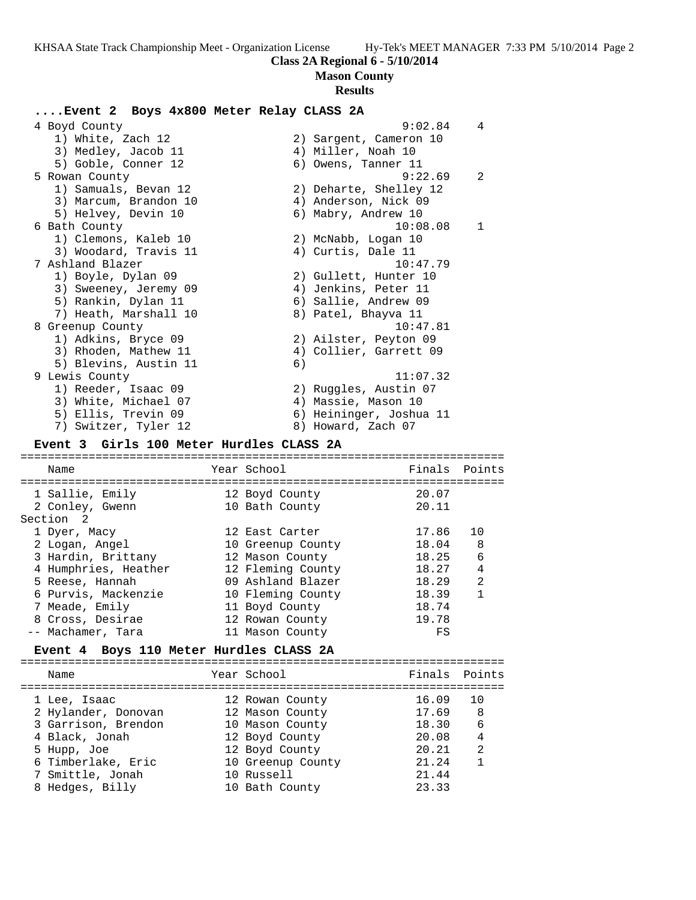**Class 2A Regional 6 - 5/10/2014**

**Mason County**

**Results**

### ....Event 2 Boys 4x800 Meter Relay CLASS 2A

| Place | Team | Finals | Points |
|---|---|---|---|
| 4 | Boyd County | 9:02.84 | 4 |
| | 1) White, Zach 12; 2) Sargent, Cameron 10; 3) Medley, Jacob 11; 4) Miller, Noah 10; 5) Goble, Conner 12; 6) Owens, Tanner 11 | | |
| 5 | Rowan County | 9:22.69 | 2 |
| | 1) Samuals, Bevan 12; 2) Deharte, Shelley 12; 3) Marcum, Brandon 10; 4) Anderson, Nick 09; 5) Helvey, Devin 10; 6) Mabry, Andrew 10 | | |
| 6 | Bath County | 10:08.08 | 1 |
| | 1) Clemons, Kaleb 10; 2) McNabb, Logan 10; 3) Woodard, Travis 11; 4) Curtis, Dale 11 | | |
| 7 | Ashland Blazer | 10:47.79 | |
| | 1) Boyle, Dylan 09; 2) Gullett, Hunter 10; 3) Sweeney, Jeremy 09; 4) Jenkins, Peter 11; 5) Rankin, Dylan 11; 6) Sallie, Andrew 09; 7) Heath, Marshall 10; 8) Patel, Bhayva 11 | | |
| 8 | Greenup County | 10:47.81 | |
| | 1) Adkins, Bryce 09; 2) Ailster, Peyton 09; 3) Rhoden, Mathew 11; 4) Collier, Garrett 09; 5) Blevins, Austin 11; 6) | | |
| 9 | Lewis County | 11:07.32 | |
| | 1) Reeder, Isaac 09; 2) Ruggles, Austin 07; 3) White, Michael 07; 4) Massie, Mason 10; 5) Ellis, Trevin 09; 6) Heininger, Joshua 11; 7) Switzer, Tyler 12; 8) Howard, Zach 07 | | |

### Event 3 Girls 100 Meter Hurdles CLASS 2A

| | Name | Year | School | Finals | Points |
|---|---|---|---|---|---|
| 1 | Sallie, Emily | 12 | Boyd County | 20.07 | |
| 2 | Conley, Gwenn | 10 | Bath County | 20.11 | |
| **Section 2** | | | | | |
| 1 | Dyer, Macy | 12 | East Carter | 17.86 | 10 |
| 2 | Logan, Angel | 10 | Greenup County | 18.04 | 8 |
| 3 | Hardin, Brittany | 12 | Mason County | 18.25 | 6 |
| 4 | Humphries, Heather | 12 | Fleming County | 18.27 | 4 |
| 5 | Reese, Hannah | 09 | Ashland Blazer | 18.29 | 2 |
| 6 | Purvis, Mackenzie | 10 | Fleming County | 18.39 | 1 |
| 7 | Meade, Emily | 11 | Boyd County | 18.74 | |
| 8 | Cross, Desirae | 12 | Rowan County | 19.78 | |
| -- | Machamer, Tara | 11 | Mason County | FS | |

### Event 4 Boys 110 Meter Hurdles CLASS 2A

| | Name | Year | School | Finals | Points |
|---|---|---|---|---|---|
| 1 | Lee, Isaac | 12 | Rowan County | 16.09 | 10 |
| 2 | Hylander, Donovan | 12 | Mason County | 17.69 | 8 |
| 3 | Garrison, Brendon | 10 | Mason County | 18.30 | 6 |
| 4 | Black, Jonah | 12 | Boyd County | 20.08 | 4 |
| 5 | Hupp, Joe | 12 | Boyd County | 20.21 | 2 |
| 6 | Timberlake, Eric | 10 | Greenup County | 21.24 | 1 |
| 7 | Smittle, Jonah | 10 | Russell | 21.44 | |
| 8 | Hedges, Billy | 10 | Bath County | 23.33 | |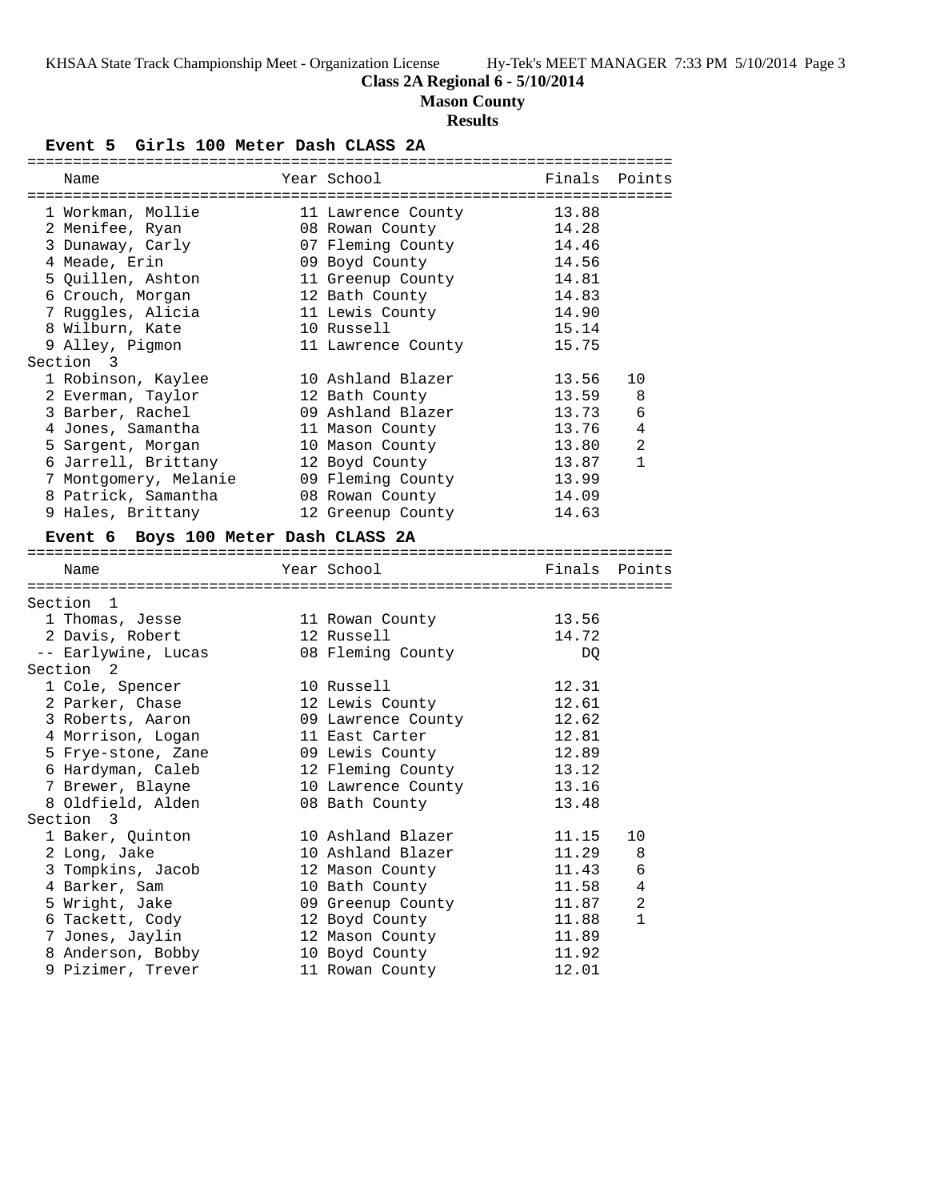## Class 2A Regional 6 - 5/10/2014

## Mason County

## Results

### Event 5 Girls 100 Meter Dash CLASS 2A

| Name | Year | School | Finals | Points |
|---|---|---|---|---|
| 1 Workman, Mollie | 11 | Lawrence County | 13.88 | |
| 2 Menifee, Ryan | 08 | Rowan County | 14.28 | |
| 3 Dunaway, Carly | 07 | Fleming County | 14.46 | |
| 4 Meade, Erin | 09 | Boyd County | 14.56 | |
| 5 Quillen, Ashton | 11 | Greenup County | 14.81 | |
| 6 Crouch, Morgan | 12 | Bath County | 14.83 | |
| 7 Ruggles, Alicia | 11 | Lewis County | 14.90 | |
| 8 Wilburn, Kate | 10 | Russell | 15.14 | |
| 9 Alley, Pigmon | 11 | Lawrence County | 15.75 | |
| **Section 3** | | | | |
| 1 Robinson, Kaylee | 10 | Ashland Blazer | 13.56 | 10 |
| 2 Everman, Taylor | 12 | Bath County | 13.59 | 8 |
| 3 Barber, Rachel | 09 | Ashland Blazer | 13.73 | 6 |
| 4 Jones, Samantha | 11 | Mason County | 13.76 | 4 |
| 5 Sargent, Morgan | 10 | Mason County | 13.80 | 2 |
| 6 Jarrell, Brittany | 12 | Boyd County | 13.87 | 1 |
| 7 Montgomery, Melanie | 09 | Fleming County | 13.99 | |
| 8 Patrick, Samantha | 08 | Rowan County | 14.09 | |
| 9 Hales, Brittany | 12 | Greenup County | 14.63 | |

### Event 6 Boys 100 Meter Dash CLASS 2A

| Name | Year | School | Finals | Points |
|---|---|---|---|---|
| **Section 1** | | | | |
| 1 Thomas, Jesse | 11 | Rowan County | 13.56 | |
| 2 Davis, Robert | 12 | Russell | 14.72 | |
| -- Earlywine, Lucas | 08 | Fleming County | DQ | |
| **Section 2** | | | | |
| 1 Cole, Spencer | 10 | Russell | 12.31 | |
| 2 Parker, Chase | 12 | Lewis County | 12.61 | |
| 3 Roberts, Aaron | 09 | Lawrence County | 12.62 | |
| 4 Morrison, Logan | 11 | East Carter | 12.81 | |
| 5 Frye-stone, Zane | 09 | Lewis County | 12.89 | |
| 6 Hardyman, Caleb | 12 | Fleming County | 13.12 | |
| 7 Brewer, Blayne | 10 | Lawrence County | 13.16 | |
| 8 Oldfield, Alden | 08 | Bath County | 13.48 | |
| **Section 3** | | | | |
| 1 Baker, Quinton | 10 | Ashland Blazer | 11.15 | 10 |
| 2 Long, Jake | 10 | Ashland Blazer | 11.29 | 8 |
| 3 Tompkins, Jacob | 12 | Mason County | 11.43 | 6 |
| 4 Barker, Sam | 10 | Bath County | 11.58 | 4 |
| 5 Wright, Jake | 09 | Greenup County | 11.87 | 2 |
| 6 Tackett, Cody | 12 | Boyd County | 11.88 | 1 |
| 7 Jones, Jaylin | 12 | Mason County | 11.89 | |
| 8 Anderson, Bobby | 10 | Boyd County | 11.92 | |
| 9 Pizimer, Trever | 11 | Rowan County | 12.01 | |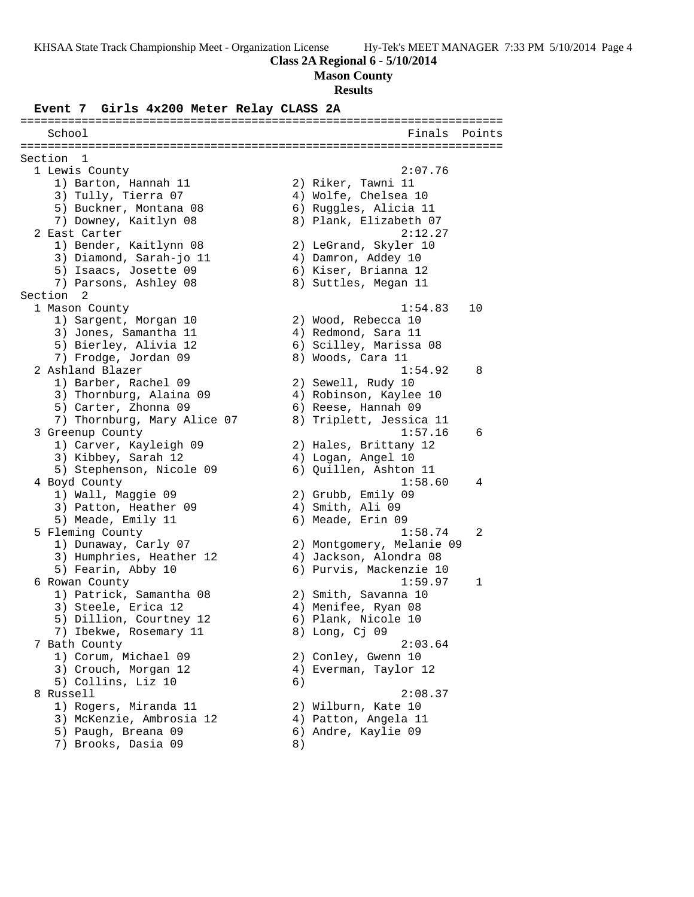**Class 2A Regional 6 - 5/10/2014**

**Mason County**

**Results**

### Event 7 Girls 4x200 Meter Relay CLASS 2A

| School | Finals | Points |
|---|---|---|
| **Section 1** | | |
| 1 Lewis County | 2:07.76 | |
| 1) Barton, Hannah 11; 2) Riker, Tawni 11; 3) Tully, Tierra 07; 4) Wolfe, Chelsea 10; 5) Buckner, Montana 08; 6) Ruggles, Alicia 11; 7) Downey, Kaitlyn 08; 8) Plank, Elizabeth 07 | | |
| 2 East Carter | 2:12.27 | |
| 1) Bender, Kaitlynn 08; 2) LeGrand, Skyler 10; 3) Diamond, Sarah-jo 11; 4) Damron, Addey 10; 5) Isaacs, Josette 09; 6) Kiser, Brianna 12; 7) Parsons, Ashley 08; 8) Suttles, Megan 11 | | |
| **Section 2** | | |
| 1 Mason County | 1:54.83 | 10 |
| 1) Sargent, Morgan 10; 2) Wood, Rebecca 10; 3) Jones, Samantha 11; 4) Redmond, Sara 11; 5) Bierley, Alivia 12; 6) Scilley, Marissa 08; 7) Frodge, Jordan 09; 8) Woods, Cara 11 | | |
| 2 Ashland Blazer | 1:54.92 | 8 |
| 1) Barber, Rachel 09; 2) Sewell, Rudy 10; 3) Thornburg, Alaina 09; 4) Robinson, Kaylee 10; 5) Carter, Zhonna 09; 6) Reese, Hannah 09; 7) Thornburg, Mary Alice 07; 8) Triplett, Jessica 11 | | |
| 3 Greenup County | 1:57.16 | 6 |
| 1) Carver, Kayleigh 09; 2) Hales, Brittany 12; 3) Kibbey, Sarah 12; 4) Logan, Angel 10; 5) Stephenson, Nicole 09; 6) Quillen, Ashton 11 | | |
| 4 Boyd County | 1:58.60 | 4 |
| 1) Wall, Maggie 09; 2) Grubb, Emily 09; 3) Patton, Heather 09; 4) Smith, Ali 09; 5) Meade, Emily 11; 6) Meade, Erin 09 | | |
| 5 Fleming County | 1:58.74 | 2 |
| 1) Dunaway, Carly 07; 2) Montgomery, Melanie 09; 3) Humphries, Heather 12; 4) Jackson, Alondra 08; 5) Fearin, Abby 10; 6) Purvis, Mackenzie 10 | | |
| 6 Rowan County | 1:59.97 | 1 |
| 1) Patrick, Samantha 08; 2) Smith, Savanna 10; 3) Steele, Erica 12; 4) Menifee, Ryan 08; 5) Dillion, Courtney 12; 6) Plank, Nicole 10; 7) Ibekwe, Rosemary 11; 8) Long, Cj 09 | | |
| 7 Bath County | 2:03.64 | |
| 1) Corum, Michael 09; 2) Conley, Gwenn 10; 3) Crouch, Morgan 12; 4) Everman, Taylor 12; 5) Collins, Liz 10; 6) | | |
| 8 Russell | 2:08.37 | |
| 1) Rogers, Miranda 11; 2) Wilburn, Kate 10; 3) McKenzie, Ambrosia 12; 4) Patton, Angela 11; 5) Paugh, Breana 09; 6) Andre, Kaylie 09; 7) Brooks, Dasia 09; 8) | | |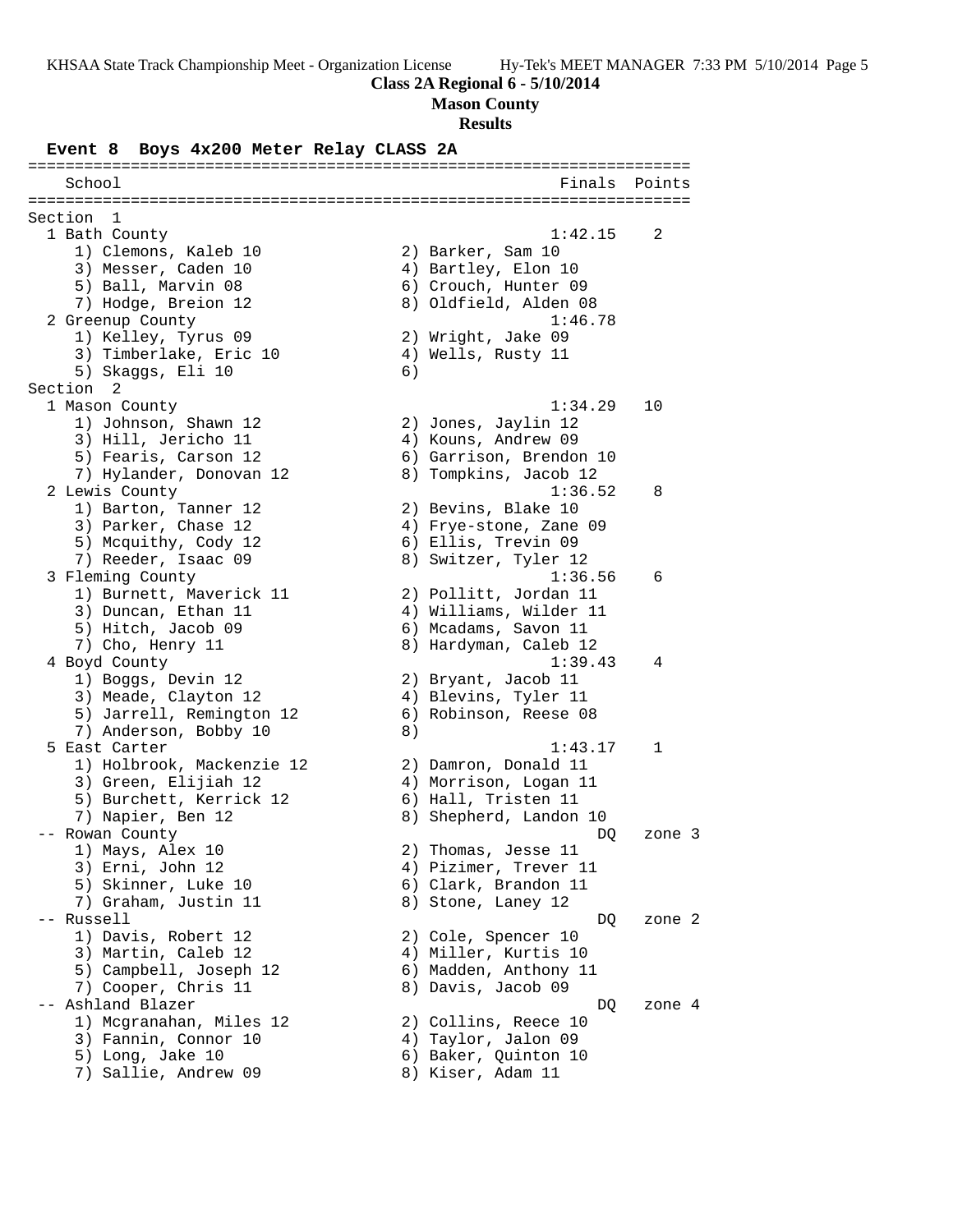**Class 2A Regional 6 - 5/10/2014**

**Mason County**

**Results**

### Event 8 Boys 4x200 Meter Relay CLASS 2A

| School | Finals | Points |
|---|---|---|
| **Section 1** | | |
| 1 Bath County | 1:42.15 | 2 |
| 1) Clemons, Kaleb 10; 2) Barker, Sam 10; 3) Messer, Caden 10; 4) Bartley, Elon 10; 5) Ball, Marvin 08; 6) Crouch, Hunter 09; 7) Hodge, Breion 12; 8) Oldfield, Alden 08 | | |
| 2 Greenup County | 1:46.78 | |
| 1) Kelley, Tyrus 09; 2) Wright, Jake 09; 3) Timberlake, Eric 10; 4) Wells, Rusty 11; 5) Skaggs, Eli 10; 6) | | |
| **Section 2** | | |
| 1 Mason County | 1:34.29 | 10 |
| 1) Johnson, Shawn 12; 2) Jones, Jaylin 12; 3) Hill, Jericho 11; 4) Kouns, Andrew 09; 5) Fearis, Carson 12; 6) Garrison, Brendon 10; 7) Hylander, Donovan 12; 8) Tompkins, Jacob 12 | | |
| 2 Lewis County | 1:36.52 | 8 |
| 1) Barton, Tanner 12; 2) Bevins, Blake 10; 3) Parker, Chase 12; 4) Frye-stone, Zane 09; 5) Mcquithy, Cody 12; 6) Ellis, Trevin 09; 7) Reeder, Isaac 09; 8) Switzer, Tyler 12 | | |
| 3 Fleming County | 1:36.56 | 6 |
| 1) Burnett, Maverick 11; 2) Pollitt, Jordan 11; 3) Duncan, Ethan 11; 4) Williams, Wilder 11; 5) Hitch, Jacob 09; 6) Mcadams, Savon 11; 7) Cho, Henry 11; 8) Hardyman, Caleb 12 | | |
| 4 Boyd County | 1:39.43 | 4 |
| 1) Boggs, Devin 12; 2) Bryant, Jacob 11; 3) Meade, Clayton 12; 4) Blevins, Tyler 11; 5) Jarrell, Remington 12; 6) Robinson, Reese 08; 7) Anderson, Bobby 10; 8) | | |
| 5 East Carter | 1:43.17 | 1 |
| 1) Holbrook, Mackenzie 12; 2) Damron, Donald 11; 3) Green, Elijiah 12; 4) Morrison, Logan 11; 5) Burchett, Kerrick 12; 6) Hall, Tristen 11; 7) Napier, Ben 12; 8) Shepherd, Landon 10 | | |
| -- Rowan County | DQ | zone 3 |
| 1) Mays, Alex 10; 2) Thomas, Jesse 11; 3) Erni, John 12; 4) Pizimer, Trever 11; 5) Skinner, Luke 10; 6) Clark, Brandon 11; 7) Graham, Justin 11; 8) Stone, Laney 12 | | |
| -- Russell | DQ | zone 2 |
| 1) Davis, Robert 12; 2) Cole, Spencer 10; 3) Martin, Caleb 12; 4) Miller, Kurtis 10; 5) Campbell, Joseph 12; 6) Madden, Anthony 11; 7) Cooper, Chris 11; 8) Davis, Jacob 09 | | |
| -- Ashland Blazer | DQ | zone 4 |
| 1) Mcgranahan, Miles 12; 2) Collins, Reece 10; 3) Fannin, Connor 10; 4) Taylor, Jalon 09; 5) Long, Jake 10; 6) Baker, Quinton 10; 7) Sallie, Andrew 09; 8) Kiser, Adam 11 | | |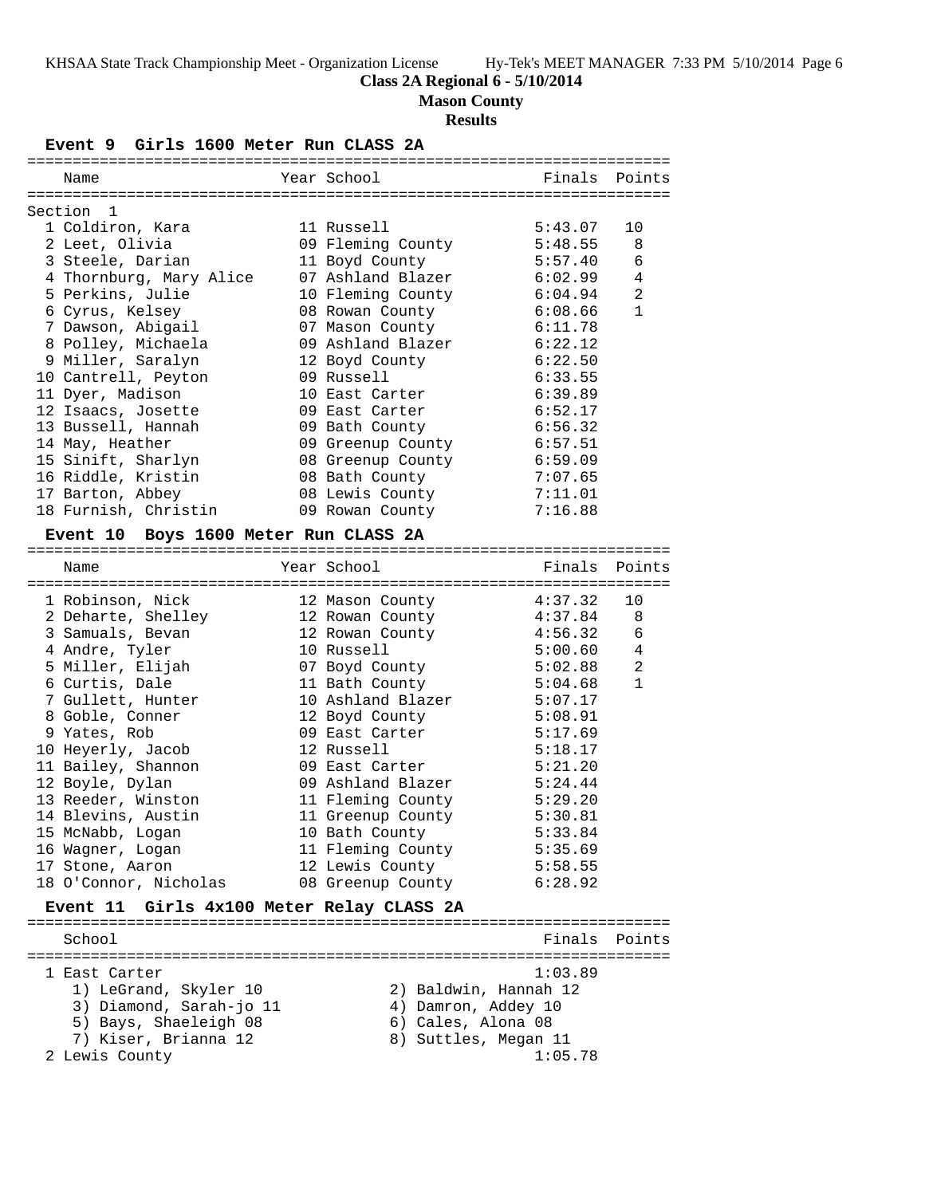## Class 2A Regional 6 - 5/10/2014

### Mason County

### Results

#### Event 9 Girls 1600 Meter Run CLASS 2A

Section 1

| Place | Name | Year | School | Finals | Points |
|---|---|---|---|---|---|
| 1 | Coldiron, Kara | 11 | Russell | 5:43.07 | 10 |
| 2 | Leet, Olivia | 09 | Fleming County | 5:48.55 | 8 |
| 3 | Steele, Darian | 11 | Boyd County | 5:57.40 | 6 |
| 4 | Thornburg, Mary Alice | 07 | Ashland Blazer | 6:02.99 | 4 |
| 5 | Perkins, Julie | 10 | Fleming County | 6:04.94 | 2 |
| 6 | Cyrus, Kelsey | 08 | Rowan County | 6:08.66 | 1 |
| 7 | Dawson, Abigail | 07 | Mason County | 6:11.78 | |
| 8 | Polley, Michaela | 09 | Ashland Blazer | 6:22.12 | |
| 9 | Miller, Saralyn | 12 | Boyd County | 6:22.50 | |
| 10 | Cantrell, Peyton | 09 | Russell | 6:33.55 | |
| 11 | Dyer, Madison | 10 | East Carter | 6:39.89 | |
| 12 | Isaacs, Josette | 09 | East Carter | 6:52.17 | |
| 13 | Bussell, Hannah | 09 | Bath County | 6:56.32 | |
| 14 | May, Heather | 09 | Greenup County | 6:57.51 | |
| 15 | Sinift, Sharlyn | 08 | Greenup County | 6:59.09 | |
| 16 | Riddle, Kristin | 08 | Bath County | 7:07.65 | |
| 17 | Barton, Abbey | 08 | Lewis County | 7:11.01 | |
| 18 | Furnish, Christin | 09 | Rowan County | 7:16.88 | |

#### Event 10 Boys 1600 Meter Run CLASS 2A

| Place | Name | Year | School | Finals | Points |
|---|---|---|---|---|---|
| 1 | Robinson, Nick | 12 | Mason County | 4:37.32 | 10 |
| 2 | Deharte, Shelley | 12 | Rowan County | 4:37.84 | 8 |
| 3 | Samuals, Bevan | 12 | Rowan County | 4:56.32 | 6 |
| 4 | Andre, Tyler | 10 | Russell | 5:00.60 | 4 |
| 5 | Miller, Elijah | 07 | Boyd County | 5:02.88 | 2 |
| 6 | Curtis, Dale | 11 | Bath County | 5:04.68 | 1 |
| 7 | Gullett, Hunter | 10 | Ashland Blazer | 5:07.17 | |
| 8 | Goble, Conner | 12 | Boyd County | 5:08.91 | |
| 9 | Yates, Rob | 09 | East Carter | 5:17.69 | |
| 10 | Heyerly, Jacob | 12 | Russell | 5:18.17 | |
| 11 | Bailey, Shannon | 09 | East Carter | 5:21.20 | |
| 12 | Boyle, Dylan | 09 | Ashland Blazer | 5:24.44 | |
| 13 | Reeder, Winston | 11 | Fleming County | 5:29.20 | |
| 14 | Blevins, Austin | 11 | Greenup County | 5:30.81 | |
| 15 | McNabb, Logan | 10 | Bath County | 5:33.84 | |
| 16 | Wagner, Logan | 11 | Fleming County | 5:35.69 | |
| 17 | Stone, Aaron | 12 | Lewis County | 5:58.55 | |
| 18 | O'Connor, Nicholas | 08 | Greenup County | 6:28.92 | |

#### Event 11 Girls 4x100 Meter Relay CLASS 2A

| Place | School | Finals | Points |
|---|---|---|---|
| 1 | East Carter | 1:03.89 | |
| | 1) LeGrand, Skyler 10; 2) Baldwin, Hannah 12; 3) Diamond, Sarah-jo 11; 4) Damron, Addey 10; 5) Bays, Shaeleigh 08; 6) Cales, Alona 08; 7) Kiser, Brianna 12; 8) Suttles, Megan 11 | | |
| 2 | Lewis County | 1:05.78 | |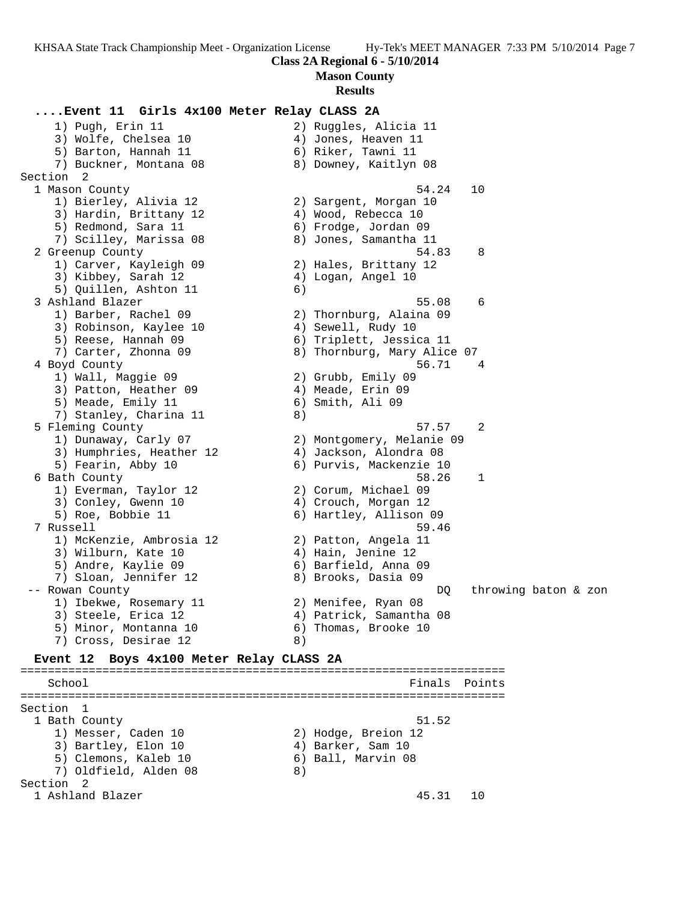**Class 2A Regional 6 - 5/10/2014**

**Mason County**

**Results**

### ....Event 11 Girls 4x100 Meter Relay CLASS 2A

```
    1) Pugh, Erin 11                   2) Ruggles, Alicia 11
    3) Wolfe, Chelsea 10               4) Jones, Heaven 11
    5) Barton, Hannah 11               6) Riker, Tawni 11
    7) Buckner, Montana 08             8) Downey, Kaitlyn 08
Section  2
  1 Mason County                                      54.24   10
    1) Bierley, Alivia 12              2) Sargent, Morgan 10
    3) Hardin, Brittany 12             4) Wood, Rebecca 10
    5) Redmond, Sara 11                6) Frodge, Jordan 09
    7) Scilley, Marissa 08             8) Jones, Samantha 11
  2 Greenup County                                    54.83    8
    1) Carver, Kayleigh 09             2) Hales, Brittany 12
    3) Kibbey, Sarah 12                4) Logan, Angel 10
    5) Quillen, Ashton 11              6)
  3 Ashland Blazer                                    55.08    6
    1) Barber, Rachel 09               2) Thornburg, Alaina 09
    3) Robinson, Kaylee 10             4) Sewell, Rudy 10
    5) Reese, Hannah 09                6) Triplett, Jessica 11
    7) Carter, Zhonna 09               8) Thornburg, Mary Alice 07
  4 Boyd County                                       56.71    4
    1) Wall, Maggie 09                 2) Grubb, Emily 09
    3) Patton, Heather 09              4) Meade, Erin 09
    5) Meade, Emily 11                 6) Smith, Ali 09
    7) Stanley, Charina 11             8)
  5 Fleming County                                    57.57    2
    1) Dunaway, Carly 07               2) Montgomery, Melanie 09
    3) Humphries, Heather 12           4) Jackson, Alondra 08
    5) Fearin, Abby 10                 6) Purvis, Mackenzie 10
  6 Bath County                                       58.26    1
    1) Everman, Taylor 12              2) Corum, Michael 09
    3) Conley, Gwenn 10                4) Crouch, Morgan 12
    5) Roe, Bobbie 11                  6) Hartley, Allison 09
  7 Russell                                           59.46
    1) McKenzie, Ambrosia 12           2) Patton, Angela 11
    3) Wilburn, Kate 10                4) Hain, Jenine 12
    5) Andre, Kaylie 09                6) Barfield, Anna 09
    7) Sloan, Jennifer 12              8) Brooks, Dasia 09
 -- Rowan County                                         DQ   throwing baton & zon
    1) Ibekwe, Rosemary 11             2) Menifee, Ryan 08
    3) Steele, Erica 12                4) Patrick, Samantha 08
    5) Minor, Montanna 10              6) Thomas, Brooke 10
    7) Cross, Desirae 12               8)
```

### Event 12 Boys 4x100 Meter Relay CLASS 2A

```
=======================================================================
   School                                            Finals  Points
=======================================================================
Section  1
  1 Bath County                                       51.52
    1) Messer, Caden 10                2) Hodge, Breion 12
    3) Bartley, Elon 10                4) Barker, Sam 10
    5) Clemons, Kaleb 10               6) Ball, Marvin 08
    7) Oldfield, Alden 08              8)
Section  2
  1 Ashland Blazer                                    45.31   10
```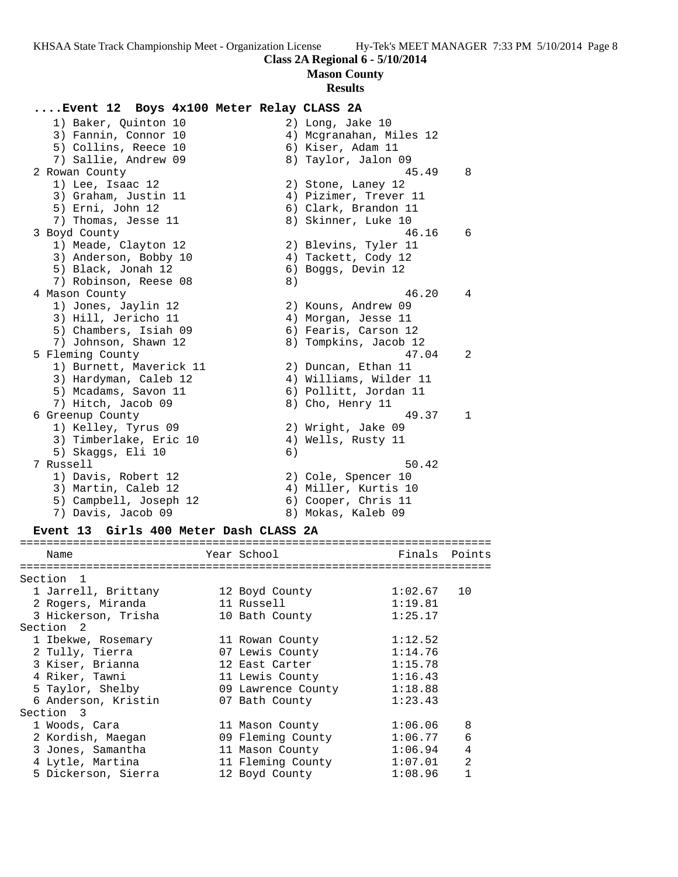**Class 2A Regional 6 - 5/10/2014**

**Mason County**

**Results**

### ....Event 12 Boys 4x100 Meter Relay CLASS 2A

```
    1) Baker, Quinton 10              2) Long, Jake 10
    3) Fannin, Connor 10              4) Mcgranahan, Miles 12
    5) Collins, Reece 10              6) Kiser, Adam 11
    7) Sallie, Andrew 09              8) Taylor, Jalon 09
  2 Rowan County                                      45.49    8
    1) Lee, Isaac 12                  2) Stone, Laney 12
    3) Graham, Justin 11              4) Pizimer, Trever 11
    5) Erni, John 12                  6) Clark, Brandon 11
    7) Thomas, Jesse 11               8) Skinner, Luke 10
  3 Boyd County                                       46.16    6
    1) Meade, Clayton 12              2) Blevins, Tyler 11
    3) Anderson, Bobby 10             4) Tackett, Cody 12
    5) Black, Jonah 12                6) Boggs, Devin 12
    7) Robinson, Reese 08             8)
  4 Mason County                                      46.20    4
    1) Jones, Jaylin 12               2) Kouns, Andrew 09
    3) Hill, Jericho 11               4) Morgan, Jesse 11
    5) Chambers, Isiah 09             6) Fearis, Carson 12
    7) Johnson, Shawn 12              8) Tompkins, Jacob 12
  5 Fleming County                                    47.04    2
    1) Burnett, Maverick 11           2) Duncan, Ethan 11
    3) Hardyman, Caleb 12             4) Williams, Wilder 11
    5) Mcadams, Savon 11              6) Pollitt, Jordan 11
    7) Hitch, Jacob 09                8) Cho, Henry 11
  6 Greenup County                                    49.37    1
    1) Kelley, Tyrus 09               2) Wright, Jake 09
    3) Timberlake, Eric 10            4) Wells, Rusty 11
    5) Skaggs, Eli 10                 6)
  7 Russell                                           50.42
    1) Davis, Robert 12               2) Cole, Spencer 10
    3) Martin, Caleb 12               4) Miller, Kurtis 10
    5) Campbell, Joseph 12            6) Cooper, Chris 11
    7) Davis, Jacob 09                8) Mokas, Kaleb 09
```

### Event 13 Girls 400 Meter Dash CLASS 2A

| Name | Year | School | Finals | Points |
|---|---|---|---|---|
| **Section 1** | | | | |
| 1 Jarrell, Brittany | 12 | Boyd County | 1:02.67 | 10 |
| 2 Rogers, Miranda | 11 | Russell | 1:19.81 | |
| 3 Hickerson, Trisha | 10 | Bath County | 1:25.17 | |
| **Section 2** | | | | |
| 1 Ibekwe, Rosemary | 11 | Rowan County | 1:12.52 | |
| 2 Tully, Tierra | 07 | Lewis County | 1:14.76 | |
| 3 Kiser, Brianna | 12 | East Carter | 1:15.78 | |
| 4 Riker, Tawni | 11 | Lewis County | 1:16.43 | |
| 5 Taylor, Shelby | 09 | Lawrence County | 1:18.88 | |
| 6 Anderson, Kristin | 07 | Bath County | 1:23.43 | |
| **Section 3** | | | | |
| 1 Woods, Cara | 11 | Mason County | 1:06.06 | 8 |
| 2 Kordish, Maegan | 09 | Fleming County | 1:06.77 | 6 |
| 3 Jones, Samantha | 11 | Mason County | 1:06.94 | 4 |
| 4 Lytle, Martina | 11 | Fleming County | 1:07.01 | 2 |
| 5 Dickerson, Sierra | 12 | Boyd County | 1:08.96 | 1 |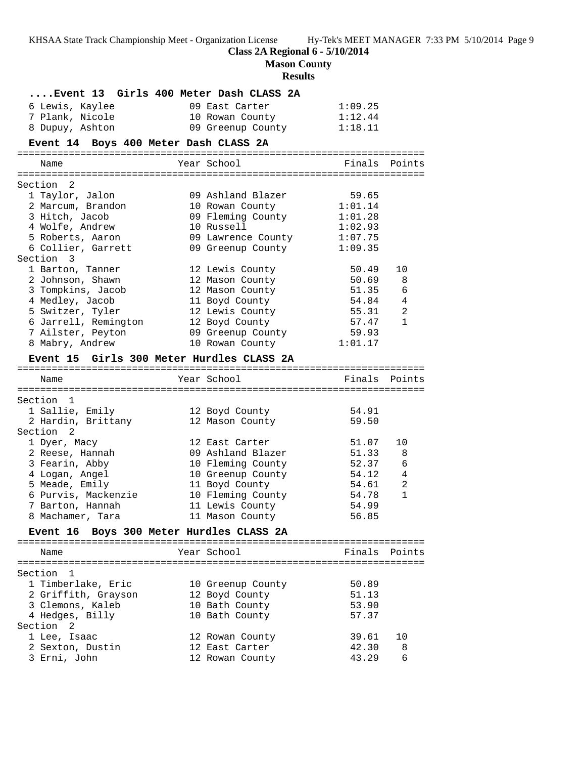## ....Event 13 Girls 400 Meter Dash CLASS 2A

| | Name | Year | School | Finals | Points |
|---|---|---|---|---|---|
| 6 | Lewis, Kaylee | 09 | East Carter | 1:09.25 | |
| 7 | Plank, Nicole | 10 | Rowan County | 1:12.44 | |
| 8 | Dupuy, Ashton | 09 | Greenup County | 1:18.11 | |

## Event 14 Boys 400 Meter Dash CLASS 2A

| | Name | Year | School | Finals | Points |
|---|---|---|---|---|---|
| **Section 2** | | | | | |
| 1 | Taylor, Jalon | 09 | Ashland Blazer | 59.65 | |
| 2 | Marcum, Brandon | 10 | Rowan County | 1:01.14 | |
| 3 | Hitch, Jacob | 09 | Fleming County | 1:01.28 | |
| 4 | Wolfe, Andrew | 10 | Russell | 1:02.93 | |
| 5 | Roberts, Aaron | 09 | Lawrence County | 1:07.75 | |
| 6 | Collier, Garrett | 09 | Greenup County | 1:09.35 | |
| **Section 3** | | | | | |
| 1 | Barton, Tanner | 12 | Lewis County | 50.49 | 10 |
| 2 | Johnson, Shawn | 12 | Mason County | 50.69 | 8 |
| 3 | Tompkins, Jacob | 12 | Mason County | 51.35 | 6 |
| 4 | Medley, Jacob | 11 | Boyd County | 54.84 | 4 |
| 5 | Switzer, Tyler | 12 | Lewis County | 55.31 | 2 |
| 6 | Jarrell, Remington | 12 | Boyd County | 57.47 | 1 |
| 7 | Ailster, Peyton | 09 | Greenup County | 59.93 | |
| 8 | Mabry, Andrew | 10 | Rowan County | 1:01.17 | |

## Event 15 Girls 300 Meter Hurdles CLASS 2A

| | Name | Year | School | Finals | Points |
|---|---|---|---|---|---|
| **Section 1** | | | | | |
| 1 | Sallie, Emily | 12 | Boyd County | 54.91 | |
| 2 | Hardin, Brittany | 12 | Mason County | 59.50 | |
| **Section 2** | | | | | |
| 1 | Dyer, Macy | 12 | East Carter | 51.07 | 10 |
| 2 | Reese, Hannah | 09 | Ashland Blazer | 51.33 | 8 |
| 3 | Fearin, Abby | 10 | Fleming County | 52.37 | 6 |
| 4 | Logan, Angel | 10 | Greenup County | 54.12 | 4 |
| 5 | Meade, Emily | 11 | Boyd County | 54.61 | 2 |
| 6 | Purvis, Mackenzie | 10 | Fleming County | 54.78 | 1 |
| 7 | Barton, Hannah | 11 | Lewis County | 54.99 | |
| 8 | Machamer, Tara | 11 | Mason County | 56.85 | |

## Event 16 Boys 300 Meter Hurdles CLASS 2A

| | Name | Year | School | Finals | Points |
|---|---|---|---|---|---|
| **Section 1** | | | | | |
| 1 | Timberlake, Eric | 10 | Greenup County | 50.89 | |
| 2 | Griffith, Grayson | 12 | Boyd County | 51.13 | |
| 3 | Clemons, Kaleb | 10 | Bath County | 53.90 | |
| 4 | Hedges, Billy | 10 | Bath County | 57.37 | |
| **Section 2** | | | | | |
| 1 | Lee, Isaac | 12 | Rowan County | 39.61 | 10 |
| 2 | Sexton, Dustin | 12 | East Carter | 42.30 | 8 |
| 3 | Erni, John | 12 | Rowan County | 43.29 | 6 |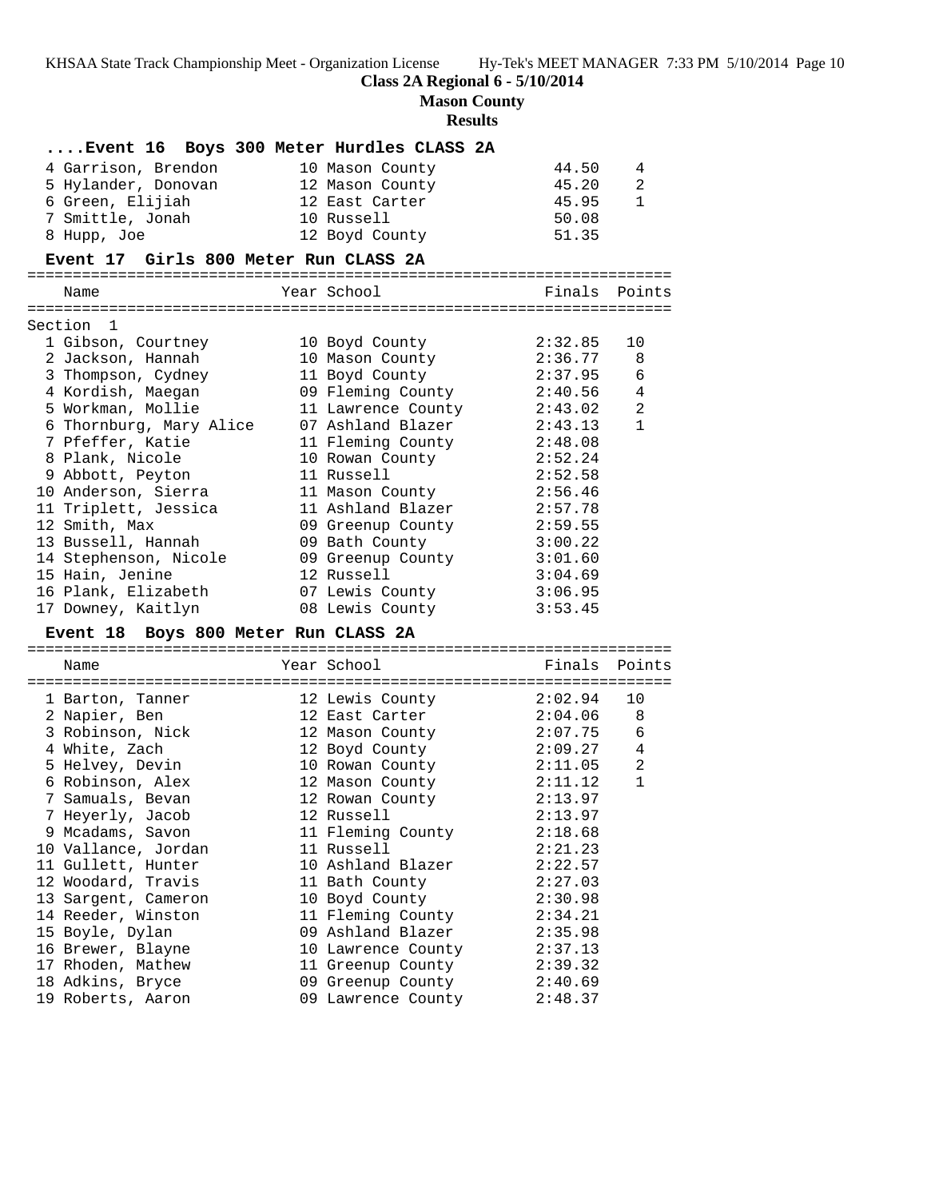**Class 2A Regional 6 - 5/10/2014**

**Mason County**

**Results**

### ....Event 16 Boys 300 Meter Hurdles CLASS 2A

| Place | Name | Year | School | Finals | Points |
|---|---|---|---|---|---|
| 4 | Garrison, Brendon | 10 | Mason County | 44.50 | 4 |
| 5 | Hylander, Donovan | 12 | Mason County | 45.20 | 2 |
| 6 | Green, Elijiah | 12 | East Carter | 45.95 | 1 |
| 7 | Smittle, Jonah | 10 | Russell | 50.08 | |
| 8 | Hupp, Joe | 12 | Boyd County | 51.35 | |

### Event 17 Girls 800 Meter Run CLASS 2A

Section 1

| Place | Name | Year | School | Finals | Points |
|---|---|---|---|---|---|
| 1 | Gibson, Courtney | 10 | Boyd County | 2:32.85 | 10 |
| 2 | Jackson, Hannah | 10 | Mason County | 2:36.77 | 8 |
| 3 | Thompson, Cydney | 11 | Boyd County | 2:37.95 | 6 |
| 4 | Kordish, Maegan | 09 | Fleming County | 2:40.56 | 4 |
| 5 | Workman, Mollie | 11 | Lawrence County | 2:43.02 | 2 |
| 6 | Thornburg, Mary Alice | 07 | Ashland Blazer | 2:43.13 | 1 |
| 7 | Pfeffer, Katie | 11 | Fleming County | 2:48.08 | |
| 8 | Plank, Nicole | 10 | Rowan County | 2:52.24 | |
| 9 | Abbott, Peyton | 11 | Russell | 2:52.58 | |
| 10 | Anderson, Sierra | 11 | Mason County | 2:56.46 | |
| 11 | Triplett, Jessica | 11 | Ashland Blazer | 2:57.78 | |
| 12 | Smith, Max | 09 | Greenup County | 2:59.55 | |
| 13 | Bussell, Hannah | 09 | Bath County | 3:00.22 | |
| 14 | Stephenson, Nicole | 09 | Greenup County | 3:01.60 | |
| 15 | Hain, Jenine | 12 | Russell | 3:04.69 | |
| 16 | Plank, Elizabeth | 07 | Lewis County | 3:06.95 | |
| 17 | Downey, Kaitlyn | 08 | Lewis County | 3:53.45 | |

### Event 18 Boys 800 Meter Run CLASS 2A

| Place | Name | Year | School | Finals | Points |
|---|---|---|---|---|---|
| 1 | Barton, Tanner | 12 | Lewis County | 2:02.94 | 10 |
| 2 | Napier, Ben | 12 | East Carter | 2:04.06 | 8 |
| 3 | Robinson, Nick | 12 | Mason County | 2:07.75 | 6 |
| 4 | White, Zach | 12 | Boyd County | 2:09.27 | 4 |
| 5 | Helvey, Devin | 10 | Rowan County | 2:11.05 | 2 |
| 6 | Robinson, Alex | 12 | Mason County | 2:11.12 | 1 |
| 7 | Samuals, Bevan | 12 | Rowan County | 2:13.97 | |
| 7 | Heyerly, Jacob | 12 | Russell | 2:13.97 | |
| 9 | Mcadams, Savon | 11 | Fleming County | 2:18.68 | |
| 10 | Vallance, Jordan | 11 | Russell | 2:21.23 | |
| 11 | Gullett, Hunter | 10 | Ashland Blazer | 2:22.57 | |
| 12 | Woodard, Travis | 11 | Bath County | 2:27.03 | |
| 13 | Sargent, Cameron | 10 | Boyd County | 2:30.98 | |
| 14 | Reeder, Winston | 11 | Fleming County | 2:34.21 | |
| 15 | Boyle, Dylan | 09 | Ashland Blazer | 2:35.98 | |
| 16 | Brewer, Blayne | 10 | Lawrence County | 2:37.13 | |
| 17 | Rhoden, Mathew | 11 | Greenup County | 2:39.32 | |
| 18 | Adkins, Bryce | 09 | Greenup County | 2:40.69 | |
| 19 | Roberts, Aaron | 09 | Lawrence County | 2:48.37 | |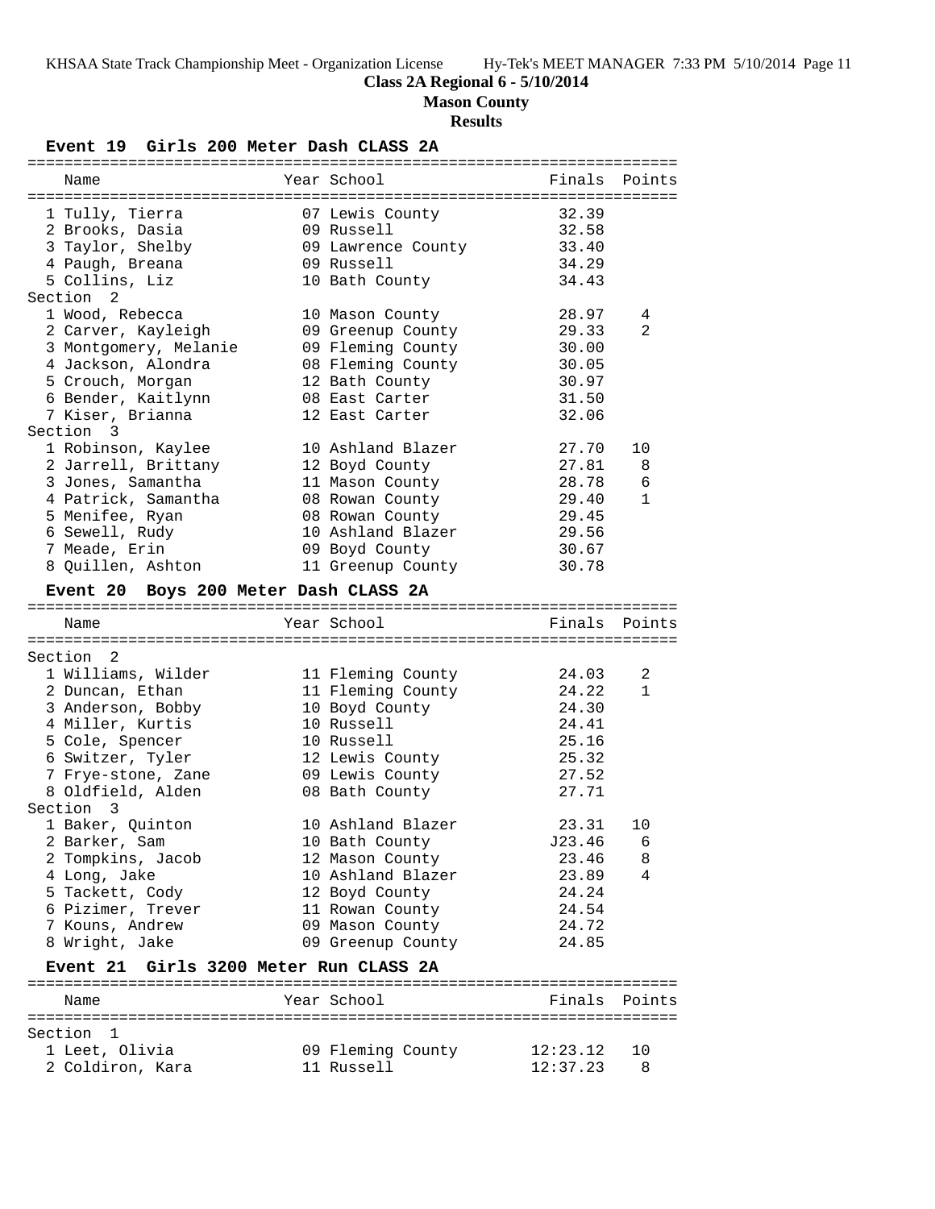**Class 2A Regional 6 - 5/10/2014**

**Mason County**

**Results**

### Event 19 Girls 200 Meter Dash CLASS 2A

| Name | Year | School | Finals | Points |
|---|---|---|---|---|
| 1 Tully, Tierra | 07 | Lewis County | 32.39 | |
| 2 Brooks, Dasia | 09 | Russell | 32.58 | |
| 3 Taylor, Shelby | 09 | Lawrence County | 33.40 | |
| 4 Paugh, Breana | 09 | Russell | 34.29 | |
| 5 Collins, Liz | 10 | Bath County | 34.43 | |
| **Section 2** | | | | |
| 1 Wood, Rebecca | 10 | Mason County | 28.97 | 4 |
| 2 Carver, Kayleigh | 09 | Greenup County | 29.33 | 2 |
| 3 Montgomery, Melanie | 09 | Fleming County | 30.00 | |
| 4 Jackson, Alondra | 08 | Fleming County | 30.05 | |
| 5 Crouch, Morgan | 12 | Bath County | 30.97 | |
| 6 Bender, Kaitlynn | 08 | East Carter | 31.50 | |
| 7 Kiser, Brianna | 12 | East Carter | 32.06 | |
| **Section 3** | | | | |
| 1 Robinson, Kaylee | 10 | Ashland Blazer | 27.70 | 10 |
| 2 Jarrell, Brittany | 12 | Boyd County | 27.81 | 8 |
| 3 Jones, Samantha | 11 | Mason County | 28.78 | 6 |
| 4 Patrick, Samantha | 08 | Rowan County | 29.40 | 1 |
| 5 Menifee, Ryan | 08 | Rowan County | 29.45 | |
| 6 Sewell, Rudy | 10 | Ashland Blazer | 29.56 | |
| 7 Meade, Erin | 09 | Boyd County | 30.67 | |
| 8 Quillen, Ashton | 11 | Greenup County | 30.78 | |

### Event 20 Boys 200 Meter Dash CLASS 2A

| Name | Year | School | Finals | Points |
|---|---|---|---|---|
| **Section 2** | | | | |
| 1 Williams, Wilder | 11 | Fleming County | 24.03 | 2 |
| 2 Duncan, Ethan | 11 | Fleming County | 24.22 | 1 |
| 3 Anderson, Bobby | 10 | Boyd County | 24.30 | |
| 4 Miller, Kurtis | 10 | Russell | 24.41 | |
| 5 Cole, Spencer | 10 | Russell | 25.16 | |
| 6 Switzer, Tyler | 12 | Lewis County | 25.32 | |
| 7 Frye-stone, Zane | 09 | Lewis County | 27.52 | |
| 8 Oldfield, Alden | 08 | Bath County | 27.71 | |
| **Section 3** | | | | |
| 1 Baker, Quinton | 10 | Ashland Blazer | 23.31 | 10 |
| 2 Barker, Sam | 10 | Bath County | J23.46 | 6 |
| 2 Tompkins, Jacob | 12 | Mason County | 23.46 | 8 |
| 4 Long, Jake | 10 | Ashland Blazer | 23.89 | 4 |
| 5 Tackett, Cody | 12 | Boyd County | 24.24 | |
| 6 Pizimer, Trever | 11 | Rowan County | 24.54 | |
| 7 Kouns, Andrew | 09 | Mason County | 24.72 | |
| 8 Wright, Jake | 09 | Greenup County | 24.85 | |

### Event 21 Girls 3200 Meter Run CLASS 2A

| Name | Year | School | Finals | Points |
|---|---|---|---|---|
| **Section 1** | | | | |
| 1 Leet, Olivia | 09 | Fleming County | 12:23.12 | 10 |
| 2 Coldiron, Kara | 11 | Russell | 12:37.23 | 8 |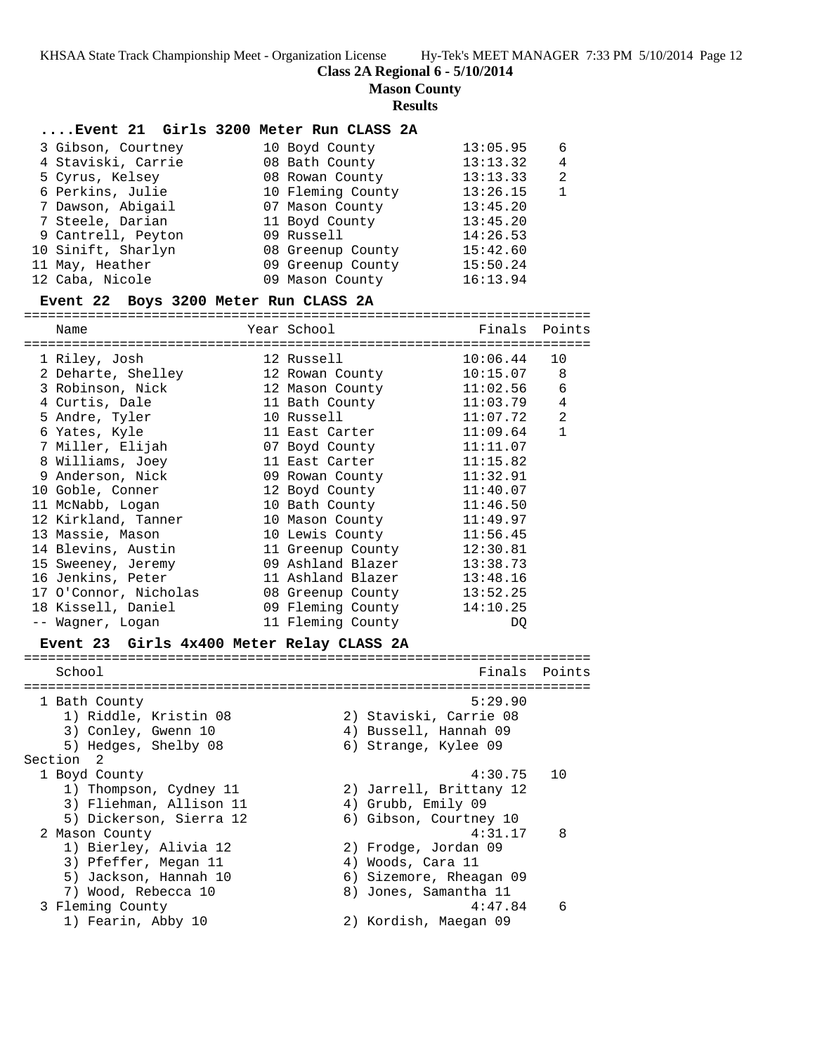## Class 2A Regional 6 - 5/10/2014

### Mason County

### Results

#### ....Event 21 Girls 3200 Meter Run CLASS 2A

| | Name | Year | School | Finals | Points |
|---|---|---|---|---|---|
| 3 | Gibson, Courtney | 10 | Boyd County | 13:05.95 | 6 |
| 4 | Staviski, Carrie | 08 | Bath County | 13:13.32 | 4 |
| 5 | Cyrus, Kelsey | 08 | Rowan County | 13:13.33 | 2 |
| 6 | Perkins, Julie | 10 | Fleming County | 13:26.15 | 1 |
| 7 | Dawson, Abigail | 07 | Mason County | 13:45.20 | |
| 7 | Steele, Darian | 11 | Boyd County | 13:45.20 | |
| 9 | Cantrell, Peyton | 09 | Russell | 14:26.53 | |
| 10 | Sinift, Sharlyn | 08 | Greenup County | 15:42.60 | |
| 11 | May, Heather | 09 | Greenup County | 15:50.24 | |
| 12 | Caba, Nicole | 09 | Mason County | 16:13.94 | |

#### Event 22 Boys 3200 Meter Run CLASS 2A

| | Name | Year | School | Finals | Points |
|---|---|---|---|---|---|
| 1 | Riley, Josh | 12 | Russell | 10:06.44 | 10 |
| 2 | Deharte, Shelley | 12 | Rowan County | 10:15.07 | 8 |
| 3 | Robinson, Nick | 12 | Mason County | 11:02.56 | 6 |
| 4 | Curtis, Dale | 11 | Bath County | 11:03.79 | 4 |
| 5 | Andre, Tyler | 10 | Russell | 11:07.72 | 2 |
| 6 | Yates, Kyle | 11 | East Carter | 11:09.64 | 1 |
| 7 | Miller, Elijah | 07 | Boyd County | 11:11.07 | |
| 8 | Williams, Joey | 11 | East Carter | 11:15.82 | |
| 9 | Anderson, Nick | 09 | Rowan County | 11:32.91 | |
| 10 | Goble, Conner | 12 | Boyd County | 11:40.07 | |
| 11 | McNabb, Logan | 10 | Bath County | 11:46.50 | |
| 12 | Kirkland, Tanner | 10 | Mason County | 11:49.97 | |
| 13 | Massie, Mason | 10 | Lewis County | 11:56.45 | |
| 14 | Blevins, Austin | 11 | Greenup County | 12:30.81 | |
| 15 | Sweeney, Jeremy | 09 | Ashland Blazer | 13:38.73 | |
| 16 | Jenkins, Peter | 11 | Ashland Blazer | 13:48.16 | |
| 17 | O'Connor, Nicholas | 08 | Greenup County | 13:52.25 | |
| 18 | Kissell, Daniel | 09 | Fleming County | 14:10.25 | |
| -- | Wagner, Logan | 11 | Fleming County | DQ | |

#### Event 23 Girls 4x400 Meter Relay CLASS 2A

| | School | Finals | Points |
|---|---|---|---|
| 1 | Bath County | 5:29.90 | |
| | 1) Riddle, Kristin 08; 2) Staviski, Carrie 08; 3) Conley, Gwenn 10; 4) Bussell, Hannah 09; 5) Hedges, Shelby 08; 6) Strange, Kylee 09 | | |
| Section 2 | | | |
| 1 | Boyd County | 4:30.75 | 10 |
| | 1) Thompson, Cydney 11; 2) Jarrell, Brittany 12; 3) Fliehman, Allison 11; 4) Grubb, Emily 09; 5) Dickerson, Sierra 12; 6) Gibson, Courtney 10 | | |
| 2 | Mason County | 4:31.17 | 8 |
| | 1) Bierley, Alivia 12; 2) Frodge, Jordan 09; 3) Pfeffer, Megan 11; 4) Woods, Cara 11; 5) Jackson, Hannah 10; 6) Sizemore, Rheagan 09; 7) Wood, Rebecca 10; 8) Jones, Samantha 11 | | |
| 3 | Fleming County | 4:47.84 | 6 |
| | 1) Fearin, Abby 10; 2) Kordish, Maegan 09 | | |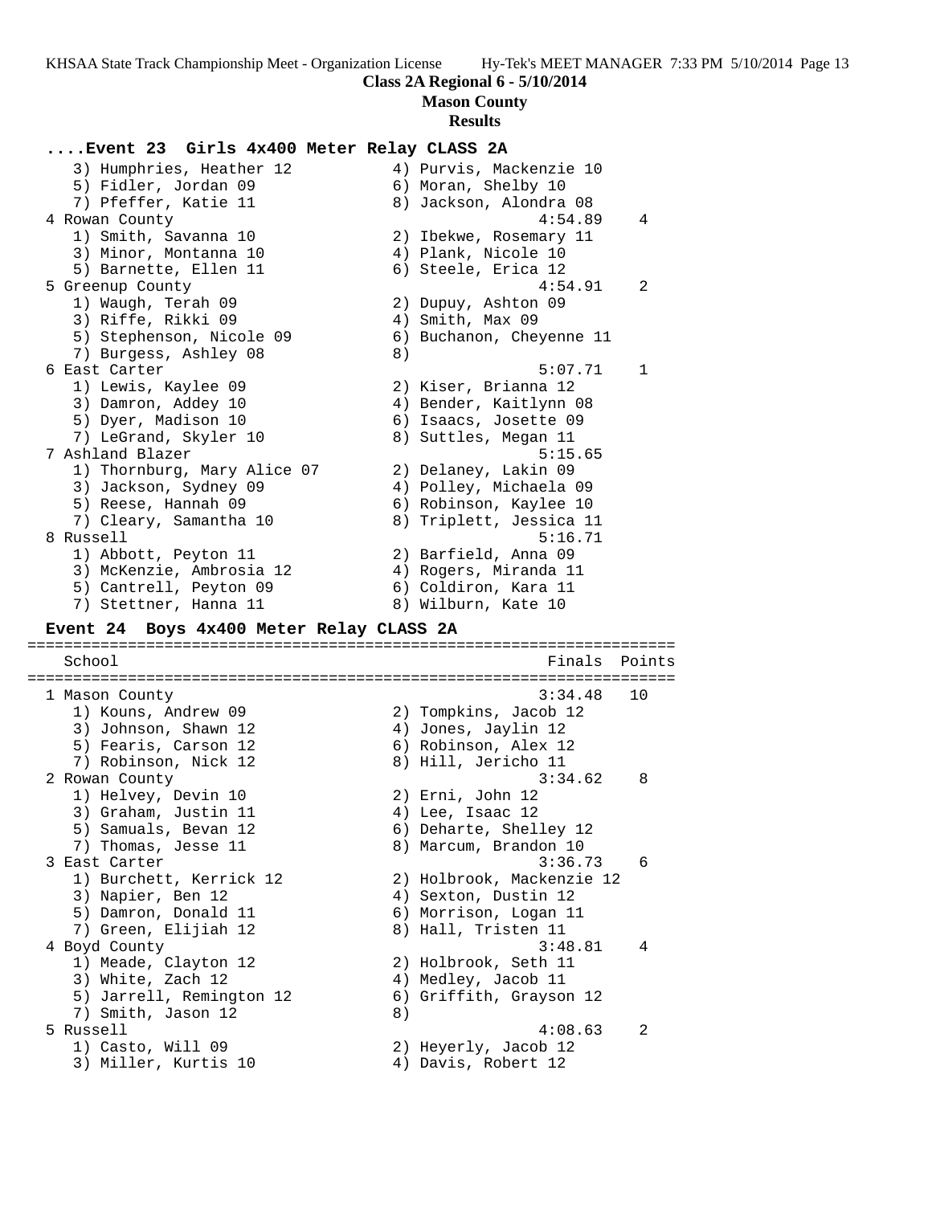**Class 2A Regional 6 - 5/10/2014**

**Mason County**

**Results**

### ....Event 23 Girls 4x400 Meter Relay CLASS 2A

```
   3) Humphries, Heather 12           4) Purvis, Mackenzie 10
   5) Fidler, Jordan 09               6) Moran, Shelby 10
   7) Pfeffer, Katie 11               8) Jackson, Alondra 08
 4 Rowan County                                  4:54.89    4
   1) Smith, Savanna 10               2) Ibekwe, Rosemary 11
   3) Minor, Montanna 10              4) Plank, Nicole 10
   5) Barnette, Ellen 11              6) Steele, Erica 12
 5 Greenup County                                4:54.91    2
   1) Waugh, Terah 09                 2) Dupuy, Ashton 09
   3) Riffe, Rikki 09                 4) Smith, Max 09
   5) Stephenson, Nicole 09           6) Buchanon, Cheyenne 11
   7) Burgess, Ashley 08              8)
 6 East Carter                                   5:07.71    1
   1) Lewis, Kaylee 09                2) Kiser, Brianna 12
   3) Damron, Addey 10                4) Bender, Kaitlynn 08
   5) Dyer, Madison 10                6) Isaacs, Josette 09
   7) LeGrand, Skyler 10              8) Suttles, Megan 11
 7 Ashland Blazer                                5:15.65
   1) Thornburg, Mary Alice 07        2) Delaney, Lakin 09
   3) Jackson, Sydney 09              4) Polley, Michaela 09
   5) Reese, Hannah 09                6) Robinson, Kaylee 10
   7) Cleary, Samantha 10             8) Triplett, Jessica 11
 8 Russell                                       5:16.71
   1) Abbott, Peyton 11               2) Barfield, Anna 09
   3) McKenzie, Ambrosia 12           4) Rogers, Miranda 11
   5) Cantrell, Peyton 09             6) Coldiron, Kara 11
   7) Stettner, Hanna 11              8) Wilburn, Kate 10
```

### Event 24 Boys 4x400 Meter Relay CLASS 2A

```
=======================================================================
    School                                            Finals  Points
=======================================================================
  1 Mason County                                     3:34.48   10
     1) Kouns, Andrew 09                2) Tompkins, Jacob 12
     3) Johnson, Shawn 12               4) Jones, Jaylin 12
     5) Fearis, Carson 12               6) Robinson, Alex 12
     7) Robinson, Nick 12               8) Hill, Jericho 11
  2 Rowan County                                     3:34.62    8
     1) Helvey, Devin 10                2) Erni, John 12
     3) Graham, Justin 11               4) Lee, Isaac 12
     5) Samuals, Bevan 12               6) Deharte, Shelley 12
     7) Thomas, Jesse 11                8) Marcum, Brandon 10
  3 East Carter                                      3:36.73    6
     1) Burchett, Kerrick 12            2) Holbrook, Mackenzie 12
     3) Napier, Ben 12                  4) Sexton, Dustin 12
     5) Damron, Donald 11               6) Morrison, Logan 11
     7) Green, Elijiah 12               8) Hall, Tristen 11
  4 Boyd County                                      3:48.81    4
     1) Meade, Clayton 12               2) Holbrook, Seth 11
     3) White, Zach 12                  4) Medley, Jacob 11
     5) Jarrell, Remington 12           6) Griffith, Grayson 12
     7) Smith, Jason 12                 8)
  5 Russell                                          4:08.63    2
     1) Casto, Will 09                  2) Heyerly, Jacob 12
     3) Miller, Kurtis 10               4) Davis, Robert 12
```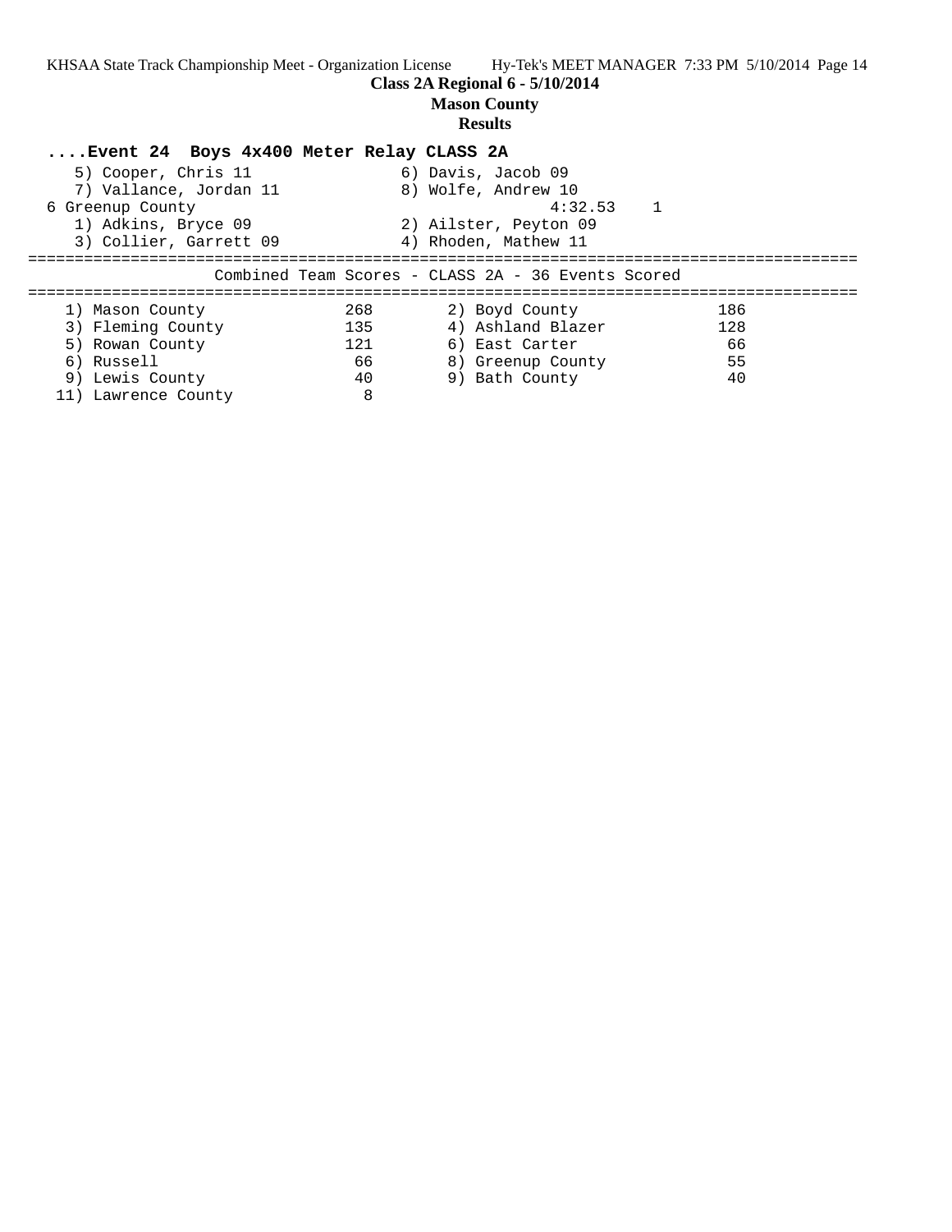**Class 2A Regional 6 - 5/10/2014**

**Mason County**

**Results**

## ....Event 24 Boys 4x400 Meter Relay CLASS 2A

```
   5) Cooper, Chris 11              6) Davis, Jacob 09
   7) Vallance, Jordan 11           8) Wolfe, Andrew 10
 6 Greenup County                                4:32.53    1
   1) Adkins, Bryce 09              2) Ailster, Peyton 09
   3) Collier, Garrett 09           4) Rhoden, Mathew 11
```

### Combined Team Scores - CLASS 2A - 36 Events Scored

| | | | |
|---|---|---|---|
| 1) Mason County | 268 | 2) Boyd County | 186 |
| 3) Fleming County | 135 | 4) Ashland Blazer | 128 |
| 5) Rowan County | 121 | 6) East Carter | 66 |
| 6) Russell | 66 | 8) Greenup County | 55 |
| 9) Lewis County | 40 | 9) Bath County | 40 |
| 11) Lawrence County | 8 | | |